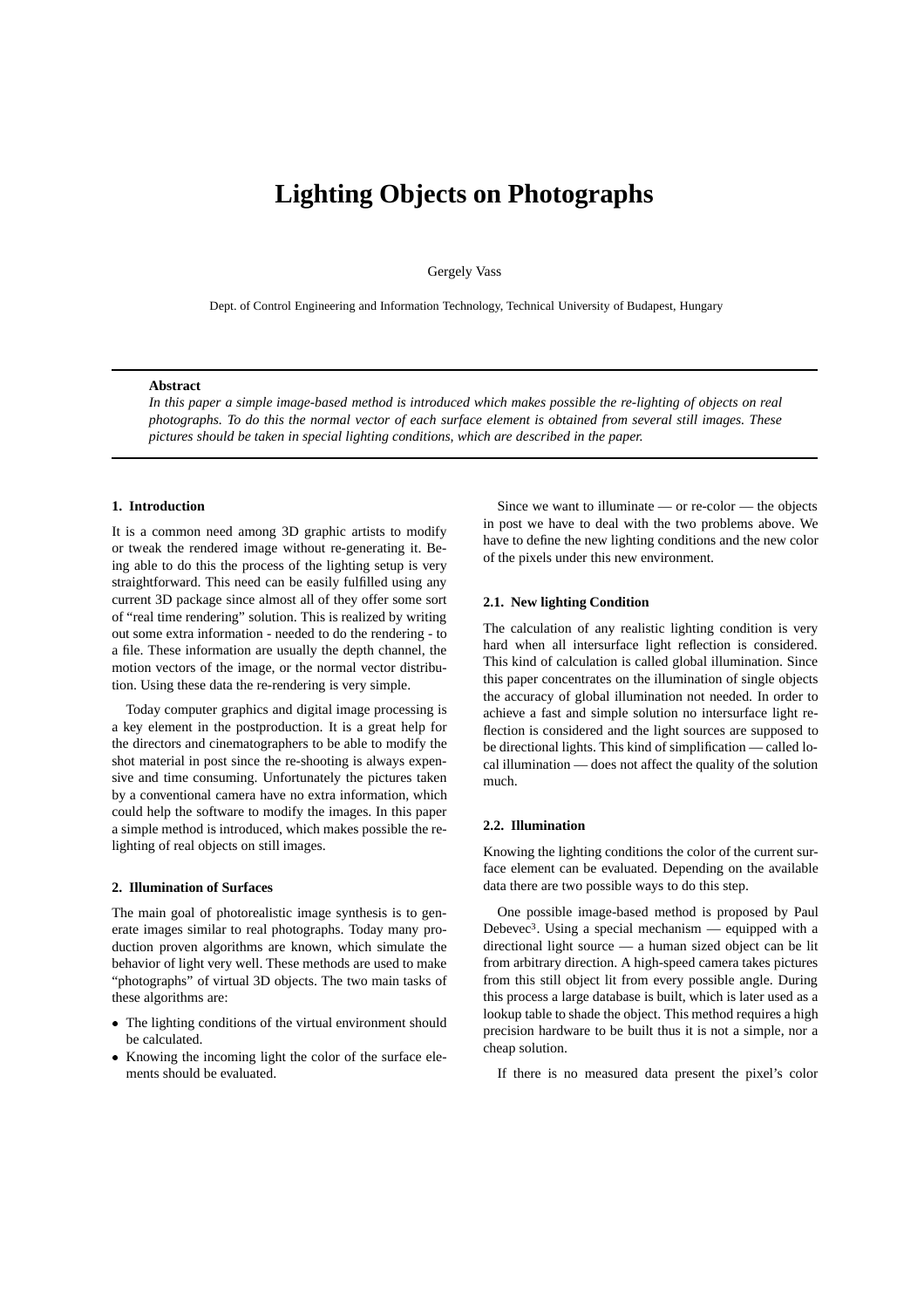# Lighting Objects on Photographs

Gergely Vass

Dept. of Control Engineering and Information Technology, Technical University of Budapest, Hungary

**Abstract**

*In this paper a simple image-based method is introduced which makes possible the re-lighting of objects on real photographs. To do this the normal vector of each surface element is obtained from several still images. These pictures should be taken in special lighting conditions, which are described in the paper.*

## 1. Introduction

It is a common need among 3D graphic artists to modify or tweak the rendered image without re-generating it. Being able to do this the process of the lighting setup is very straightforward. This need can be easily fulfilled using any current 3D package since almost all of they offer some sort of "real time rendering" solution. This is realized by writing out some extra information - needed to do the rendering - to a file. These information are usually the depth channel, the motion vectors of the image, or the normal vector distribution. Using these data the re-rendering is very simple.

Today computer graphics and digital image processing is a key element in the postproduction. It is a great help for the directors and cinematographers to be able to modify the shot material in post since the re-shooting is always expensive and time consuming. Unfortunately the pictures taken by a conventional camera have no extra information, which could help the software to modify the images. In this paper a simple method is introduced, which makes possible the re-lighting of real objects on still images.

## 2. Illumination of Surfaces

The main goal of photorealistic image synthesis is to generate images similar to real photographs. Today many production proven algorithms are known, which simulate the behavior of light very well. These methods are used to make "photographs" of virtual 3D objects. The two main tasks of these algorithms are:

- The lighting conditions of the virtual environment should be calculated.
- Knowing the incoming light the color of the surface elements should be evaluated.

Since we want to illuminate — or re-color — the objects in post we have to deal with the two problems above. We have to define the new lighting conditions and the new color of the pixels under this new environment.

### 2.1. New lighting Condition

The calculation of any realistic lighting condition is very hard when all intersurface light reflection is considered. This kind of calculation is called global illumination. Since this paper concentrates on the illumination of single objects the accuracy of global illumination not needed. In order to achieve a fast and simple solution no intersurface light reflection is considered and the light sources are supposed to be directional lights. This kind of simplification — called local illumination — does not affect the quality of the solution much.

### 2.2. Illumination

Knowing the lighting conditions the color of the current surface element can be evaluated. Depending on the available data there are two possible ways to do this step.

One possible image-based method is proposed by Paul Debevec[3]. Using a special mechanism — equipped with a directional light source — a human sized object can be lit from arbitrary direction. A high-speed camera takes pictures from this still object lit from every possible angle. During this process a large database is built, which is later used as a lookup table to shade the object. This method requires a high precision hardware to be built thus it is not a simple, nor a cheap solution.

If there is no measured data present the pixel's color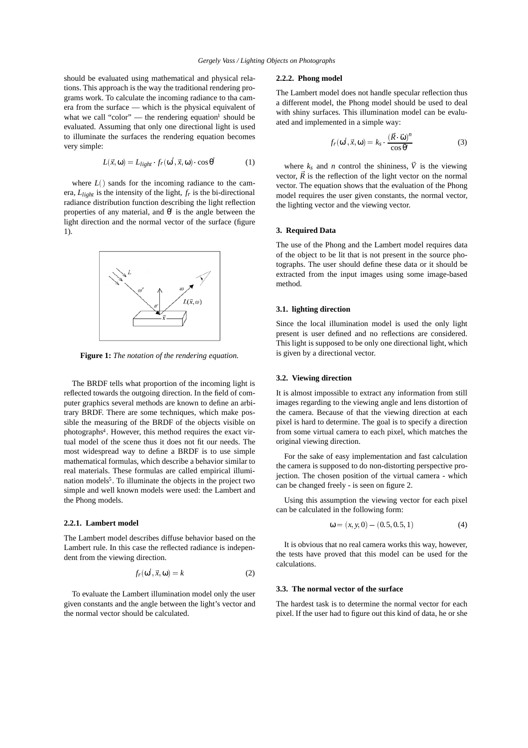should be evaluated using mathematical and physical relations. This approach is the way the traditional rendering programs work. To calculate the incoming radiance to tha camera from the surface — which is the physical equivalent of what we call "color" — the rendering equation[1] should be evaluated. Assuming that only one directional light is used to illuminate the surfaces the rendering equation becomes very simple:

$$L(\vec{x},\omega) = L_{light} \cdot f_r(\omega', \vec{x}, \omega) \cdot \cos\theta' \tag{1}$$

where $L()$ sands for the incoming radiance to the camera, $L_{light}$ is the intensity of the light, $f_r$ is the bi-directional radiance distribution function describing the light reflection properties of any material, and $\theta'$ is the angle between the light direction and the normal vector of the surface (figure 1).

**Figure 1:** *The notation of the rendering equation.*

The BRDF tells what proportion of the incoming light is reflected towards the outgoing direction. In the field of computer graphics several methods are known to define an arbitrary BRDF. There are some techniques, which make possible the measuring of the BRDF of the objects visible on photographs[4]. However, this method requires the exact virtual model of the scene thus it does not fit our needs. The most widespread way to define a BRDF is to use simple mathematical formulas, which describe a behavior similar to real materials. These formulas are called empirical illumination models[5]. To illuminate the objects in the project two simple and well known models were used: the Lambert and the Phong models.

### 2.2.1. Lambert model

The Lambert model describes diffuse behavior based on the Lambert rule. In this case the reflected radiance is independent from the viewing direction.

$$f_r(\omega', \vec{x}, \omega) = k \tag{2}$$

To evaluate the Lambert illumination model only the user given constants and the angle between the light's vector and the normal vector should be calculated.

### 2.2.2. Phong model

The Lambert model does not handle specular reflection thus a different model, the Phong model should be used to deal with shiny surfaces. This illumination model can be evaluated and implemented in a simple way:

$$f_r(\omega', \vec{x}, \omega) = k_s \cdot \frac{(\vec{R} \cdot \vec{\omega})^n}{\cos\theta'} \tag{3}$$

where $k_s$ and $n$ control the shininess, $\vec{V}$ is the viewing vector, $\vec{R}$ is the reflection of the light vector on the normal vector. The equation shows that the evaluation of the Phong model requires the user given constants, the normal vector, the lighting vector and the viewing vector.

## 3. Required Data

The use of the Phong and the Lambert model requires data of the object to be lit that is not present in the source photographs. The user should define these data or it should be extracted from the input images using some image-based method.

### 3.1. lighting direction

Since the local illumination model is used the only light present is user defined and no reflections are considered. This light is supposed to be only one directional light, which is given by a directional vector.

### 3.2. Viewing direction

It is almost impossible to extract any information from still images regarding to the viewing angle and lens distortion of the camera. Because of that the viewing direction at each pixel is hard to determine. The goal is to specify a direction from some virtual camera to each pixel, which matches the original viewing direction.

For the sake of easy implementation and fast calculation the camera is supposed to do non-distorting perspective projection. The chosen position of the virtual camera - which can be changed freely - is seen on figure 2.

Using this assumption the viewing vector for each pixel can be calculated in the following form:

$$\omega = (x, y, 0) - (0.5, 0.5, 1) \tag{4}$$

It is obvious that no real camera works this way, however, the tests have proved that this model can be used for the calculations.

### 3.3. The normal vector of the surface

The hardest task is to determine the normal vector for each pixel. If the user had to figure out this kind of data, he or she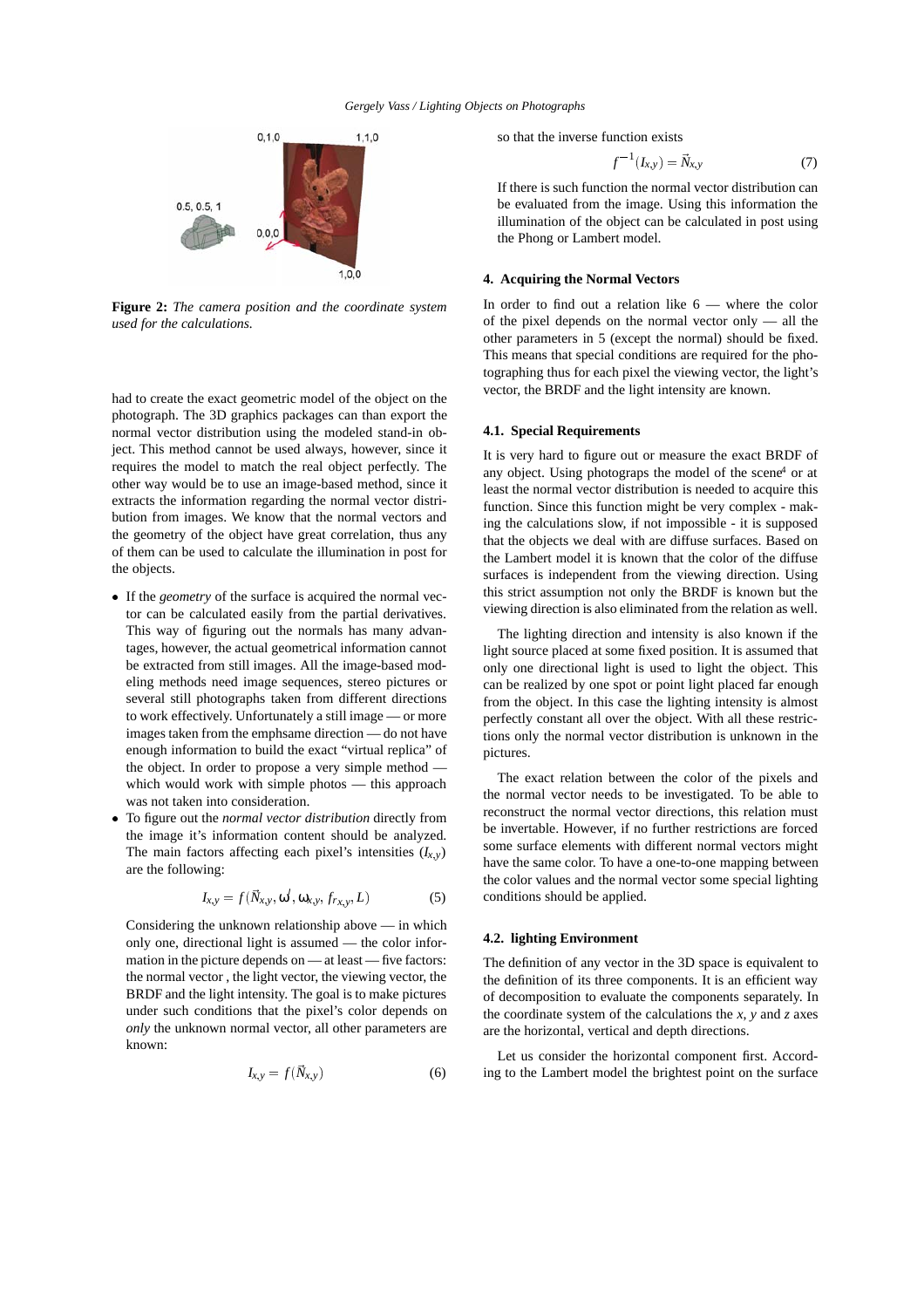**Figure 2:** *The camera position and the coordinate system used for the calculations.*

had to create the exact geometric model of the object on the photograph. The 3D graphics packages can than export the normal vector distribution using the modeled stand-in object. This method cannot be used always, however, since it requires the model to match the real object perfectly. The other way would be to use an image-based method, since it extracts the information regarding the normal vector distribution from images. We know that the normal vectors and the geometry of the object have great correlation, thus any of them can be used to calculate the illumination in post for the objects.

- If the *geometry* of the surface is acquired the normal vector can be calculated easily from the partial derivatives. This way of figuring out the normals has many advantages, however, the actual geometrical information cannot be extracted from still images. All the image-based modeling methods need image sequences, stereo pictures or several still photographs taken from different directions to work effectively. Unfortunately a still image — or more images taken from the emphsame direction — do not have enough information to build the exact “virtual replica” of the object. In order to propose a very simple method — which would work with simple photos — this approach was not taken into consideration.
- To figure out the *normal vector distribution* directly from the image it's information content should be analyzed. The main factors affecting each pixel's intensities ($I_{x,y}$) are the following:

$$I_{x,y} = f(\vec{N}_{x,y}, \omega', \omega_{x,y}, f_{r_{x,y}}, L) \tag{5}$$

Considering the unknown relationship above — in which only one, directional light is assumed — the color information in the picture depends on — at least — five factors: the normal vector , the light vector, the viewing vector, the BRDF and the light intensity. The goal is to make pictures under such conditions that the pixel's color depends on *only* the unknown normal vector, all other parameters are known:

$$I_{x,y} = f(\vec{N}_{x,y}) \tag{6}$$

so that the inverse function exists

$$f^{-1}(I_{x,y}) = \vec{N}_{x,y} \tag{7}$$

If there is such function the normal vector distribution can be evaluated from the image. Using this information the illumination of the object can be calculated in post using the Phong or Lambert model.

## 4. Acquiring the Normal Vectors

In order to find out a relation like 6 — where the color of the pixel depends on the normal vector only — all the other parameters in 5 (except the normal) should be fixed. This means that special conditions are required for the photographing thus for each pixel the viewing vector, the light's vector, the BRDF and the light intensity are known.

### 4.1. Special Requirements

It is very hard to figure out or measure the exact BRDF of any object. Using photograps the model of the scene[4] or at least the normal vector distribution is needed to acquire this function. Since this function might be very complex - making the calculations slow, if not impossible - it is supposed that the objects we deal with are diffuse surfaces. Based on the Lambert model it is known that the color of the diffuse surfaces is independent from the viewing direction. Using this strict assumption not only the BRDF is known but the viewing direction is also eliminated from the relation as well.

The lighting direction and intensity is also known if the light source placed at some fixed position. It is assumed that only one directional light is used to light the object. This can be realized by one spot or point light placed far enough from the object. In this case the lighting intensity is almost perfectly constant all over the object. With all these restrictions only the normal vector distribution is unknown in the pictures.

The exact relation between the color of the pixels and the normal vector needs to be investigated. To be able to reconstruct the normal vector directions, this relation must be invertable. However, if no further restrictions are forced some surface elements with different normal vectors might have the same color. To have a one-to-one mapping between the color values and the normal vector some special lighting conditions should be applied.

### 4.2. lighting Environment

The definition of any vector in the 3D space is equivalent to the definition of its three components. It is an efficient way of decomposition to evaluate the components separately. In the coordinate system of the calculations the $x$, $y$ and $z$ axes are the horizontal, vertical and depth directions.

Let us consider the horizontal component first. According to the Lambert model the brightest point on the surface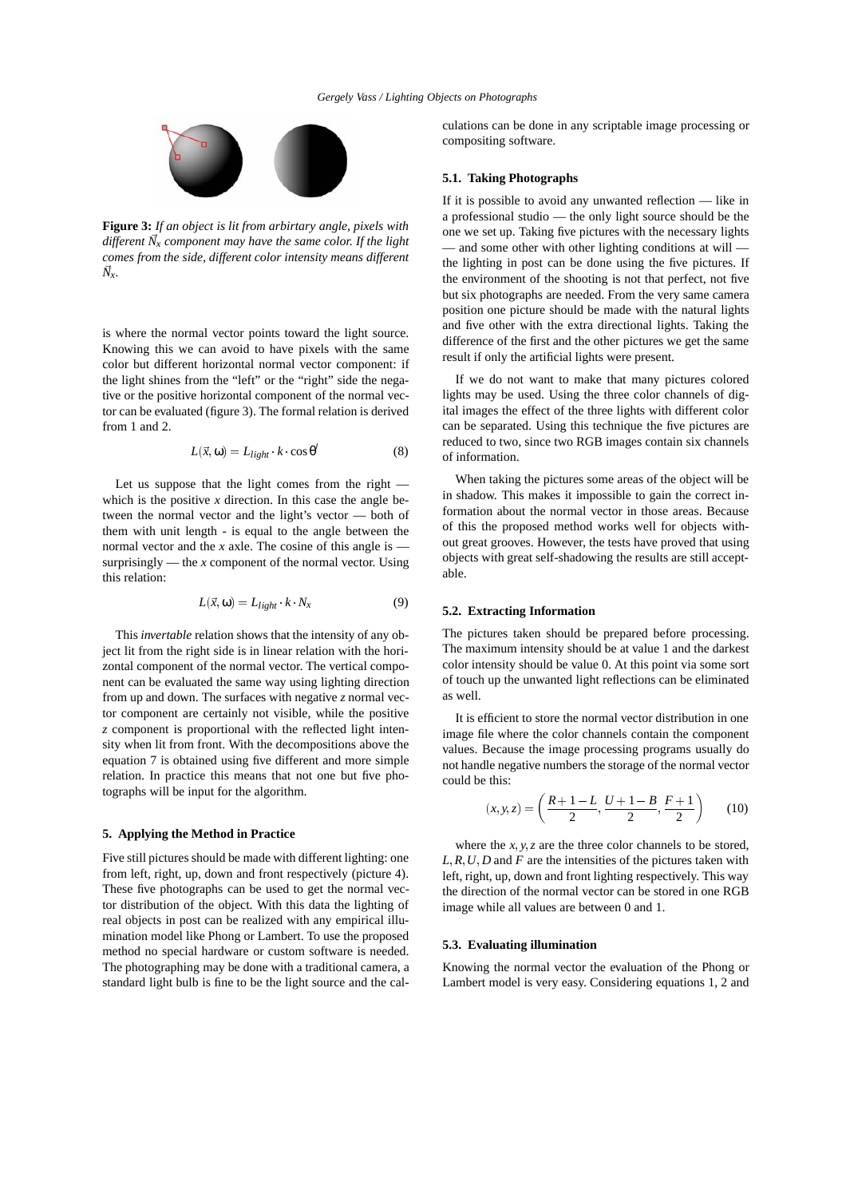**Figure 3:** *If an object is lit from arbirtary angle, pixels with different $\vec{N}_x$ component may have the same color. If the light comes from the side, different color intensity means different $\vec{N}_x$.*

is where the normal vector points toward the light source. Knowing this we can avoid to have pixels with the same color but different horizontal normal vector component: if the light shines from the "left" or the "right" side the negative or the positive horizontal component of the normal vector can be evaluated (figure 3). The formal relation is derived from 1 and 2.

$$L(\vec{x}, \omega) = L_{light} \cdot k \cdot \cos\theta' \tag{8}$$

Let us suppose that the light comes from the right — which is the positive $x$ direction. In this case the angle between the normal vector and the light's vector — both of them with unit length - is equal to the angle between the normal vector and the $x$ axle. The cosine of this angle is — surprisingly — the $x$ component of the normal vector. Using this relation:

$$L(\vec{x}, \omega) = L_{light} \cdot k \cdot N_x \tag{9}$$

This *invertable* relation shows that the intensity of any object lit from the right side is in linear relation with the horizontal component of the normal vector. The vertical component can be evaluated the same way using lighting direction from up and down. The surfaces with negative $z$ normal vector component are certainly not visible, while the positive $z$ component is proportional with the reflected light intensity when lit from front. With the decompositions above the equation 7 is obtained using five different and more simple relation. In practice this means that not one but five photographs will be input for the algorithm.

## 5. Applying the Method in Practice

Five still pictures should be made with different lighting: one from left, right, up, down and front respectively (picture 4). These five photographs can be used to get the normal vector distribution of the object. With this data the lighting of real objects in post can be realized with any empirical illumination model like Phong or Lambert. To use the proposed method no special hardware or custom software is needed. The photographing may be done with a traditional camera, a standard light bulb is fine to be the light source and the calculations can be done in any scriptable image processing or compositing software.

### 5.1. Taking Photographs

If it is possible to avoid any unwanted reflection — like in a professional studio — the only light source should be the one we set up. Taking five pictures with the necessary lights — and some other with other lighting conditions at will — the lighting in post can be done using the five pictures. If the environment of the shooting is not that perfect, not five but six photographs are needed. From the very same camera position one picture should be made with the natural lights and five other with the extra directional lights. Taking the difference of the first and the other pictures we get the same result if only the artificial lights were present.

If we do not want to make that many pictures colored lights may be used. Using the three color channels of digital images the effect of the three lights with different color can be separated. Using this technique the five pictures are reduced to two, since two RGB images contain six channels of information.

When taking the pictures some areas of the object will be in shadow. This makes it impossible to gain the correct information about the normal vector in those areas. Because of this the proposed method works well for objects without great grooves. However, the tests have proved that using objects with great self-shadowing the results are still acceptable.

### 5.2. Extracting Information

The pictures taken should be prepared before processing. The maximum intensity should be at value 1 and the darkest color intensity should be value 0. At this point via some sort of touch up the unwanted light reflections can be eliminated as well.

It is efficient to store the normal vector distribution in one image file where the color channels contain the component values. Because the image processing programs usually do not handle negative numbers the storage of the normal vector could be this:

$$(x, y, z) = \left( \frac{R + 1 - L}{2}, \frac{U + 1 - B}{2}, \frac{F + 1}{2} \right) \tag{10}$$

where the $x, y, z$ are the three color channels to be stored, $L, R, U, D$ and $F$ are the intensities of the pictures taken with left, right, up, down and front lighting respectively. This way the direction of the normal vector can be stored in one RGB image while all values are between 0 and 1.

### 5.3. Evaluating illumination

Knowing the normal vector the evaluation of the Phong or Lambert model is very easy. Considering equations 1, 2 and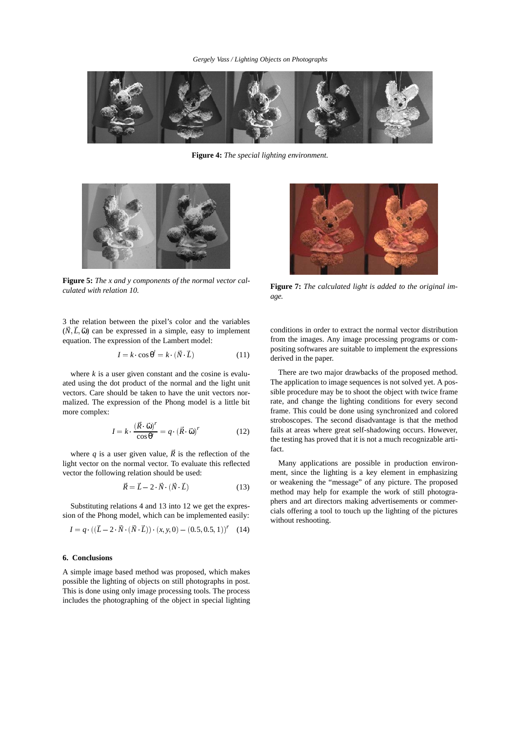**Figure 4:** *The special lighting environment.*

**Figure 5:** *The x and y components of the normal vector calculated with relation 10.*

**Figure 7:** *The calculated light is added to the original image.*

3 the relation between the pixel's color and the variables $(\vec{N}, \vec{L}, \vec{\omega})$ can be expressed in a simple, easy to implement equation. The expression of the Lambert model:

$$I = k \cdot \cos\theta' = k \cdot (\vec{N} \cdot \vec{L}) \tag{11}$$

where $k$ is a user given constant and the cosine is evaluated using the dot product of the normal and the light unit vectors. Care should be taken to have the unit vectors normalized. The expression of the Phong model is a little bit more complex:

$$I = k \cdot \frac{(\vec{R} \cdot \vec{\omega})^r}{\cos\theta'} = q \cdot (\vec{R} \cdot \vec{\omega})^r \tag{12}$$

where $q$ is a user given value, $\vec{R}$ is the reflection of the light vector on the normal vector. To evaluate this reflected vector the following relation should be used:

$$\vec{R} = \vec{L} - 2 \cdot \vec{N} \cdot (\vec{N} \cdot \vec{L}) \tag{13}$$

Substituting relations 4 and 13 into 12 we get the expression of the Phong model, which can be implemented easily:

$$I = q \cdot ((\vec{L} - 2 \cdot \vec{N} \cdot (\vec{N} \cdot \vec{L})) \cdot (x, y, 0) - (0.5, 0.5, 1))^r \tag{14}$$

## 6. Conclusions

A simple image based method was proposed, which makes possible the lighting of objects on still photographs in post. This is done using only image processing tools. The process includes the photographing of the object in special lighting conditions in order to extract the normal vector distribution from the images. Any image processing programs or compositing softwares are suitable to implement the expressions derived in the paper.

There are two major drawbacks of the proposed method. The application to image sequences is not solved yet. A possible procedure may be to shoot the object with twice frame rate, and change the lighting conditions for every second frame. This could be done using synchronized and colored stroboscopes. The second disadvantage is that the method fails at areas where great self-shadowing occurs. However, the testing has proved that it is not a much recognizable artifact.

Many applications are possible in production environment, since the lighting is a key element in emphasizing or weakening the "message" of any picture. The proposed method may help for example the work of still photographers and art directors making advertisements or commercials offering a tool to touch up the lighting of the pictures without reshooting.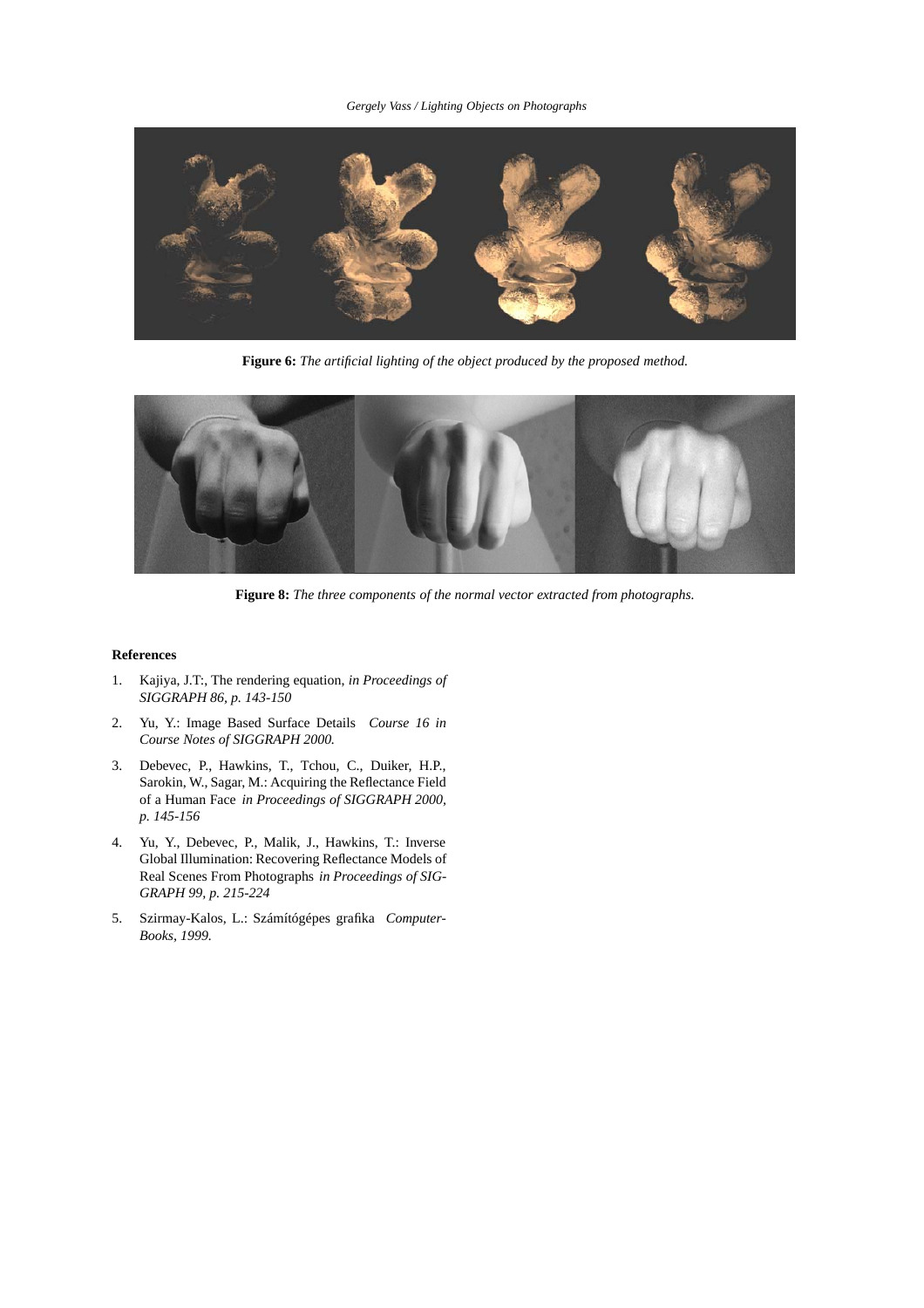**Figure 6:** *The artificial lighting of the object produced by the proposed method.*

**Figure 8:** *The three components of the normal vector extracted from photographs.*

**References**

1. Kajiya, J.T:, The rendering equation, *in Proceedings of SIGGRAPH 86, p. 143-150*
2. Yu, Y.: Image Based Surface Details *Course 16 in Course Notes of SIGGRAPH 2000.*
3. Debevec, P., Hawkins, T., Tchou, C., Duiker, H.P., Sarokin, W., Sagar, M.: Acquiring the Reflectance Field of a Human Face *in Proceedings of SIGGRAPH 2000, p. 145-156*
4. Yu, Y., Debevec, P., Malik, J., Hawkins, T.: Inverse Global Illumination: Recovering Reflectance Models of Real Scenes From Photographs *in Proceedings of SIGGRAPH 99, p. 215-224*
5. Szirmay-Kalos, L.: Számítógépes grafika *ComputerBooks, 1999.*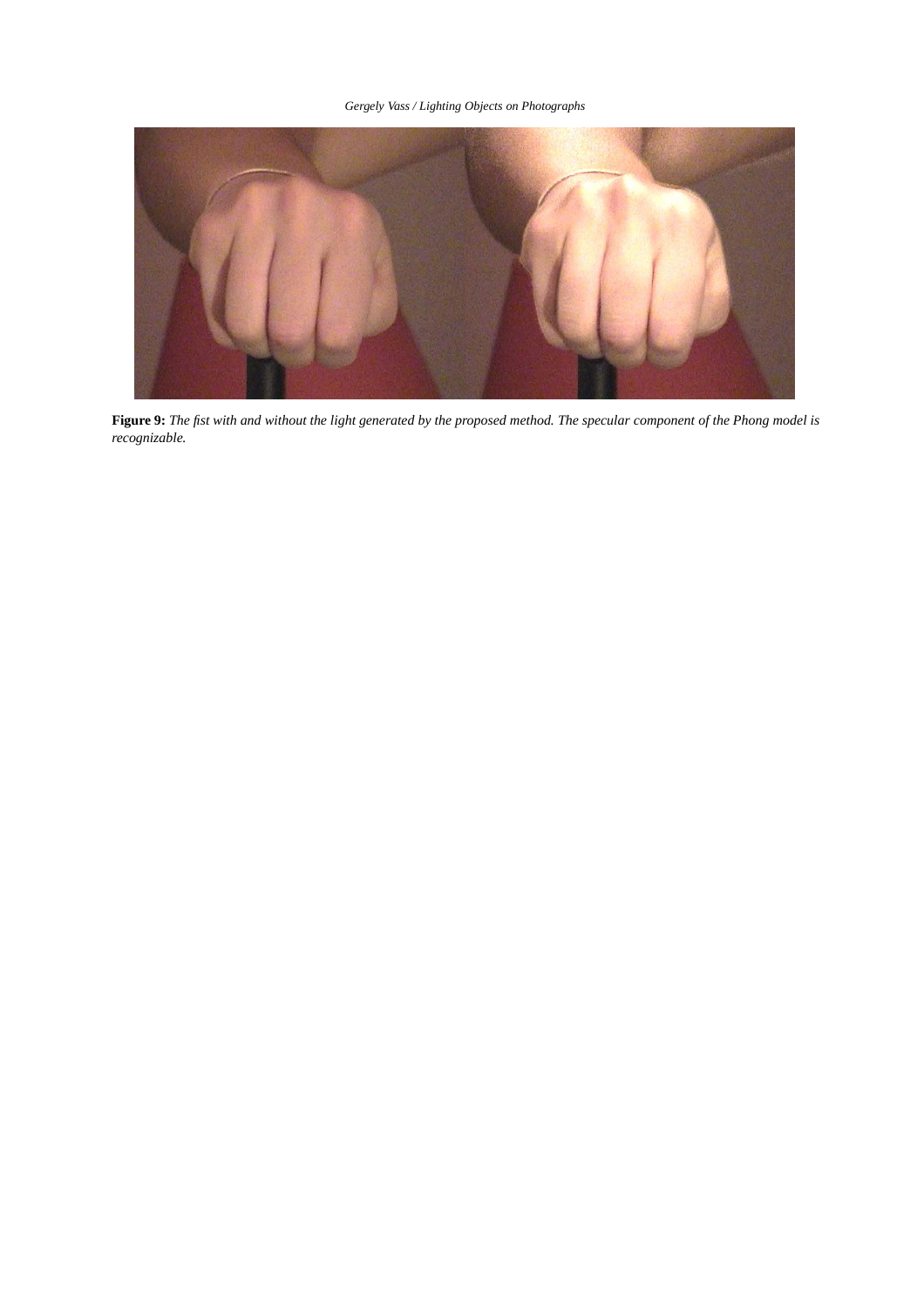**Figure 9:** *The fist with and without the light generated by the proposed method. The specular component of the Phong model is recognizable.*